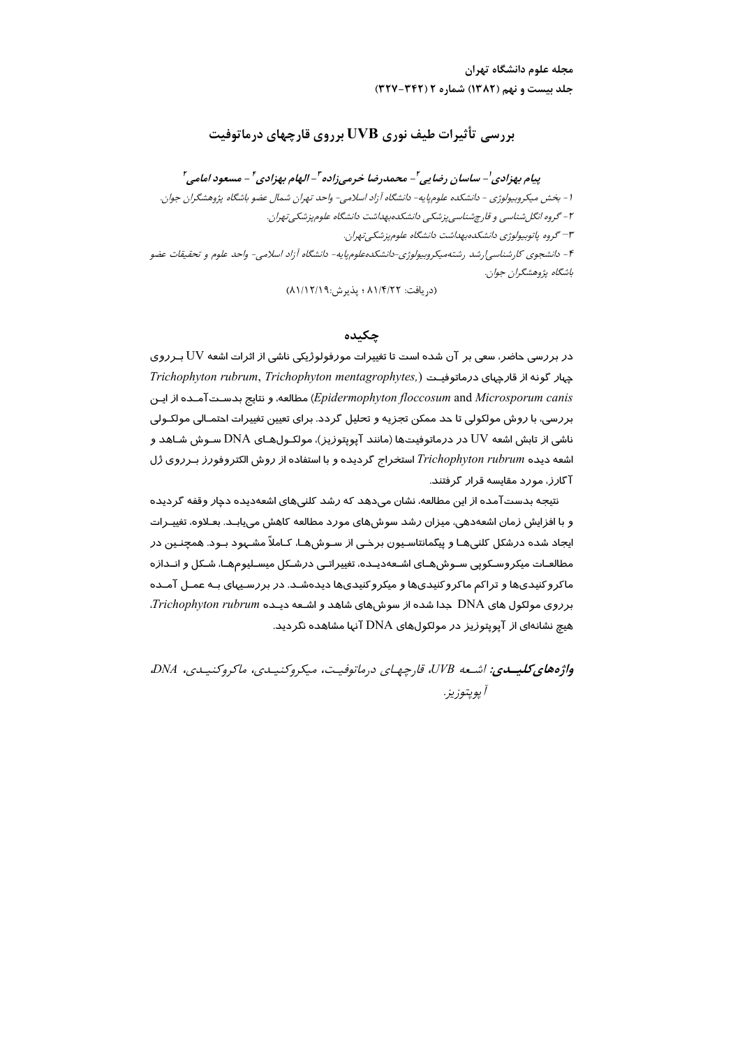# بررسی تأثیرات طیف نوری UVB برروی قارچهای درماتوفیت

***پیام بهزادی[1] - ساسان رضایی[2] - محمدرضا خرمی‌زاده[3] - الهام بهزادی[4] - مسعود امامی[2]***

*۱- بخش میکروبیولوژی - دانشکده علوم‌پایه- دانشگاه آزاد اسلامی- واحد تهران شمال عضو باشگاه پژوهشگران جوان.*

*۲- گروه انگل‌شناسی و قارچ‌شناسی‌پزشکی دانشکده‌بهداشت دانشگاه علوم‌پزشکی‌تهران.*

*۳- گروه پاتوبیولوژی دانشکده‌بهداشت دانشگاه علوم‌پزشکی‌تهران.*

*۴- دانشجوی کارشناسی‌ارشد رشته‌میکروبیولوژی-دانشکده‌علوم‌پایه- دانشگاه آزاد اسلامی- واحد علوم و تحقیقات عضو باشگاه پژوهشگران جوان.*

(دریافت: ۸۱/۴/۲۲ ؛ پذیرش:۸۱/۱۲/۱۹)

## چکیده

در بررسی حاضر، سعی بر آن شده است تا تغییرات مورفولوژیکی ناشی از اثرات اشعه UV بـرروی چهار گونه از قارچهای درماتوفیـت (*Trichophyton rubrum*, *Trichophyton mentagrophytes,* *Epidermophyton floccosum* and *Microsporum canis*) مطالعه، و نتایج بدسـت‌آمـده از ایـن بررسی، با روش مولکولی تا حد ممکن تجزیه و تحلیل گردد. برای تعیین تغییرات احتمـالی مولکـولی ناشی از تابش اشعه UV در درماتوفیت‌ها (مانند آپوپتوزیز)، مولکـول‌هـای DNA سـوش شـاهد و اشعه دیده *Trichophyton rubrum* استخراج گردیده و با استفاده از روش الکتروفورز بـرروی ژل آگارز، مورد مقایسه قرار گرفتند.

نتیجه بدست‌آمده از این مطالعه، نشان می‌دهد که رشد کلنی‌های اشعه‌دیده دچار وقفه گردیده و با افزایش زمان اشعه‌دهی، میزان رشد سوش‌های مورد مطالعه کاهش می‌یابـد. بعـلاوه، تغییـرات ایجاد شده درشکل کلنی‌هـا و پیگمانتاسیون برخـی از سـوش‌هـا، کـاملاً مشـهود بـود. همچنـین در مطالعـات میکروسـکوپی سـوش‌هـای اشـعه‌دیـده، تغییراتـی درشـکل میسـلیوم‌هـا، شـکل و انـدازه ماکروکنیدی‌ها و تراکم ماکروکنیدی‌ها و میکروکنیدی‌ها دیده‌شـد. در بررسـیهای بـه عمـل آمـده برروی مولکول های DNA جدا شده از سوش‌های شاهد و اشـعه دیـده *Trichophyton rubrum*، هیچ نشانه‌ای از آپوپتوزیز در مولکول‌های DNA آنها مشاهده نگردید.

***واژه‌های‌کلیـدی:*** *اشـعه UVB، قارچهـای درماتوفیـت، میکروکنیـدی، ماکروکنیـدی، DNA، آپوپتوزیز.*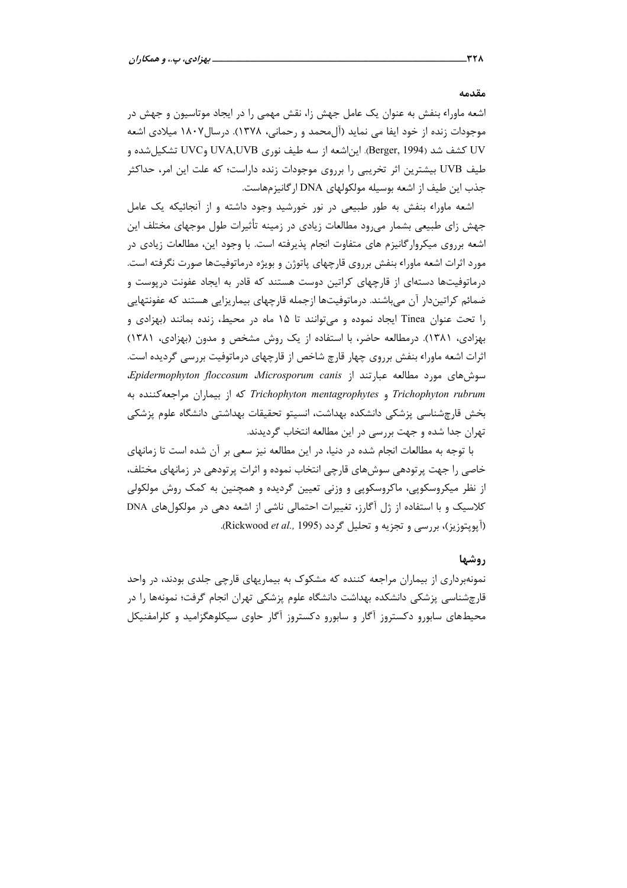## مقدمه

اشعه ماوراء بنفش به عنوان یک عامل جهش زا، نقش مهمی را در ایجاد موتاسیون و جهش در موجودات زنده از خود ایفا می نماید (آل‌محمد و رحمانی، ۱۳۷۸). درسال۱۸۰۷ میلادی اشعه UV کشف شد (Berger, 1994). این‌اشعه از سه طیف نوری UVA,UVB وUVC تشکیل‌شده و طیف UVB بیشترین اثر تخریبی را برروی موجودات زنده داراست؛ که علت این امر، حداکثر جذب این طیف از اشعه بوسیله مولکولهای DNA ارگانیزم‌هاست.

اشعه ماوراء بنفش به طور طبیعی در نور خورشید وجود داشته و از آنجائیکه یک عامل جهش زای طبیعی بشمار می‌رود مطالعات زیادی در زمینه تأثیرات طول موجهای مختلف این اشعه برروی میکروارگانیزم های متفاوت انجام پذیرفته است. با وجود این، مطالعات زیادی در مورد اثرات اشعه ماوراء بنفش برروی قارچهای پاتوژن و بویژه درماتوفیت‌ها صورت نگرفته است. درماتوفیت‌ها دسته‌ای از قارچهای کراتین دوست هستند که قادر به ایجاد عفونت درپوست و ضمائم کراتین‌دار آن می‌باشند. درماتوفیت‌ها ازجمله قارچهای بیماریزایی هستند که عفونتهایی را تحت عنوان Tinea ایجاد نموده و می‌توانند تا ۱۵ ماه در محیط، زنده بمانند (بهزادی و بهزادی، ۱۳۸۱). درمطالعه حاضر، با استفاده از یک روش مشخص و مدون (بهزادی، ۱۳۸۱) اثرات اشعه ماوراء بنفش برروی چهار قارچ شاخص از قارچهای درماتوفیت بررسی گردیده است. سوش‌های مورد مطالعه عبارتند از *Microsporum canis*، *Epidermophyton floccosum*، *Trichophyton rubrum* و *Trichophyton mentagrophytes* که از بیماران مراجعه‌کننده به بخش قارچ‌شناسی پزشکی دانشکده بهداشت، انسیتو تحقیقات بهداشتی دانشگاه علوم پزشکی تهران جدا شده و جهت بررسی در این مطالعه انتخاب گردیدند.

با توجه به مطالعات انجام شده در دنیا، در این مطالعه نیز سعی بر آن شده است تا زمانهای خاصی را جهت پرتودهی سوش‌های قارچی انتخاب نموده و اثرات پرتودهی در زمانهای مختلف، از نظر میکروسکوپی، ماکروسکوپی و وزنی تعیین گردیده و همچنین به کمک روش مولکولی کلاسیک و با استفاده از ژل آگارز، تغییرات احتمالی ناشی از اشعه دهی در مولکول‌های DNA (آپوپتوزیز)، بررسی و تجزیه و تحلیل گردد (Rickwood *et al.*, 1995).

## روشها

نمونه‌برداری از بیماران مراجعه کننده که مشکوک به بیماریهای قارچی جلدی بودند، در واحد قارچ‌شناسی پزشکی دانشکده بهداشت دانشگاه علوم پزشکی تهران انجام گرفت؛ نمونه‌ها را در محیط‌های سابورو دکستروز آگار و سابورو دکستروز آگار حاوی سیکلوهگزامید و کلرامفنیکل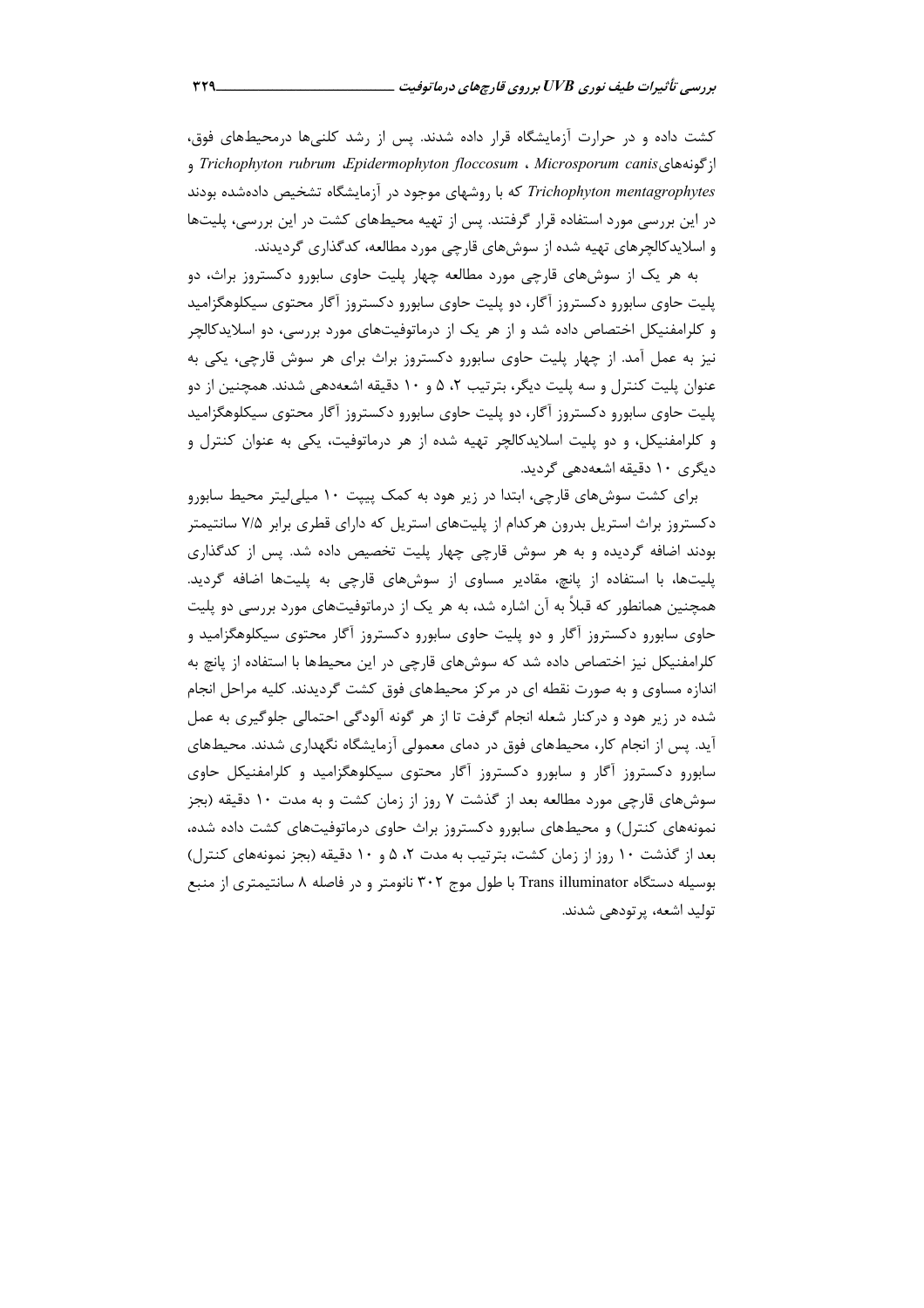کشت داده و در حرارت آزمایشگاه قرار داده شدند. پس از رشد کلنی‌ها درمحیط‌های فوق، ازگونه‌های *Microsporum canis* ، *Epidermophyton floccosum*، *Trichophyton rubrum* و *Trichophyton mentagrophytes* که با روشهای موجود در آزمایشگاه تشخیص داده‌شده بودند در این بررسی مورد استفاده قرار گرفتند. پس از تهیه محیطهای کشت در این بررسی، پلیت‌ها و اسلایدکالچرهای تهیه شده از سوش‌های قارچی مورد مطالعه، کدگذاری گردیدند.

به هر یک از سوش‌های قارچی مورد مطالعه چهار پلیت حاوی سابورو دکستروز براث، دو پلیت حاوی سابورو دکستروز آگار، دو پلیت حاوی سابورو دکستروز آگار محتوی سیکلوهگزامید و کلرامفنیکل اختصاص داده شد و از هر یک از درماتوفیت‌های مورد بررسی، دو اسلایدکالچر نیز به عمل آمد. از چهار پلیت حاوی سابورو دکستروز براث برای هر سوش قارچی، یکی به عنوان پلیت کنترل و سه پلیت دیگر، بترتیب ۲، ۵ و ۱۰ دقیقه اشعه‌دهی شدند. همچنین از دو پلیت حاوی سابورو دکستروز آگار، دو پلیت حاوی سابورو دکستروز آگار محتوی سیکلوهگزامید و کلرامفنیکل، و دو پلیت اسلایدکالچر تهیه شده از هر درماتوفیت، یکی به عنوان کنترل و دیگری ۱۰ دقیقه اشعه‌دهی گردید.

برای کشت سوش‌های قارچی، ابتدا در زیر هود به کمک پیپت ۱۰ میلی‌لیتر محیط سابورو دکستروز براث استریل بدرون هرکدام از پلیت‌های استریل که دارای قطری برابر ۷/۵ سانتیمتر بودند اضافه گردیده و به هر سوش قارچی چهار پلیت تخصیص داده شد. پس از کدگذاری پلیت‌ها، با استفاده از پانچ، مقادیر مساوی از سوش‌های قارچی به پلیت‌ها اضافه گردید. همچنین همانطور که قبلاً به آن اشاره شد، به هر یک از درماتوفیت‌های مورد بررسی دو پلیت حاوی سابورو دکستروز آگار و دو پلیت حاوی سابورو دکستروز آگار محتوی سیکلوهگزامید و کلرامفنیکل نیز اختصاص داده شد که سوش‌های قارچی در این محیطها با استفاده از پانچ به اندازه مساوی و به صورت نقطه ای در مرکز محیطهای فوق کشت گردیدند. کلیه مراحل انجام شده در زیر هود و درکنار شعله انجام گرفت تا از هر گونه آلودگی احتمالی جلوگیری به عمل آید. پس از انجام کار، محیطهای فوق در دمای معمولی آزمایشگاه نگهداری شدند. محیطهای سابورو دکستروز آگار و سابورو دکستروز آگار محتوی سیکلوهگزامید و کلرامفنیکل حاوی سوش‌های قارچی مورد مطالعه بعد از گذشت ۷ روز از زمان کشت و به مدت ۱۰ دقیقه (بجز نمونه‌های کنترل) و محیطهای سابورو دکستروز براث حاوی درماتوفیت‌های کشت داده شده، بعد از گذشت ۱۰ روز از زمان کشت، بترتیب به مدت ۲، ۵ و ۱۰ دقیقه (بجز نمونه‌های کنترل) بوسیله دستگاه Trans illuminator با طول موج ۳۰۲ نانومتر و در فاصله ۸ سانتیمتری از منبع تولید اشعه، پرتودهی شدند.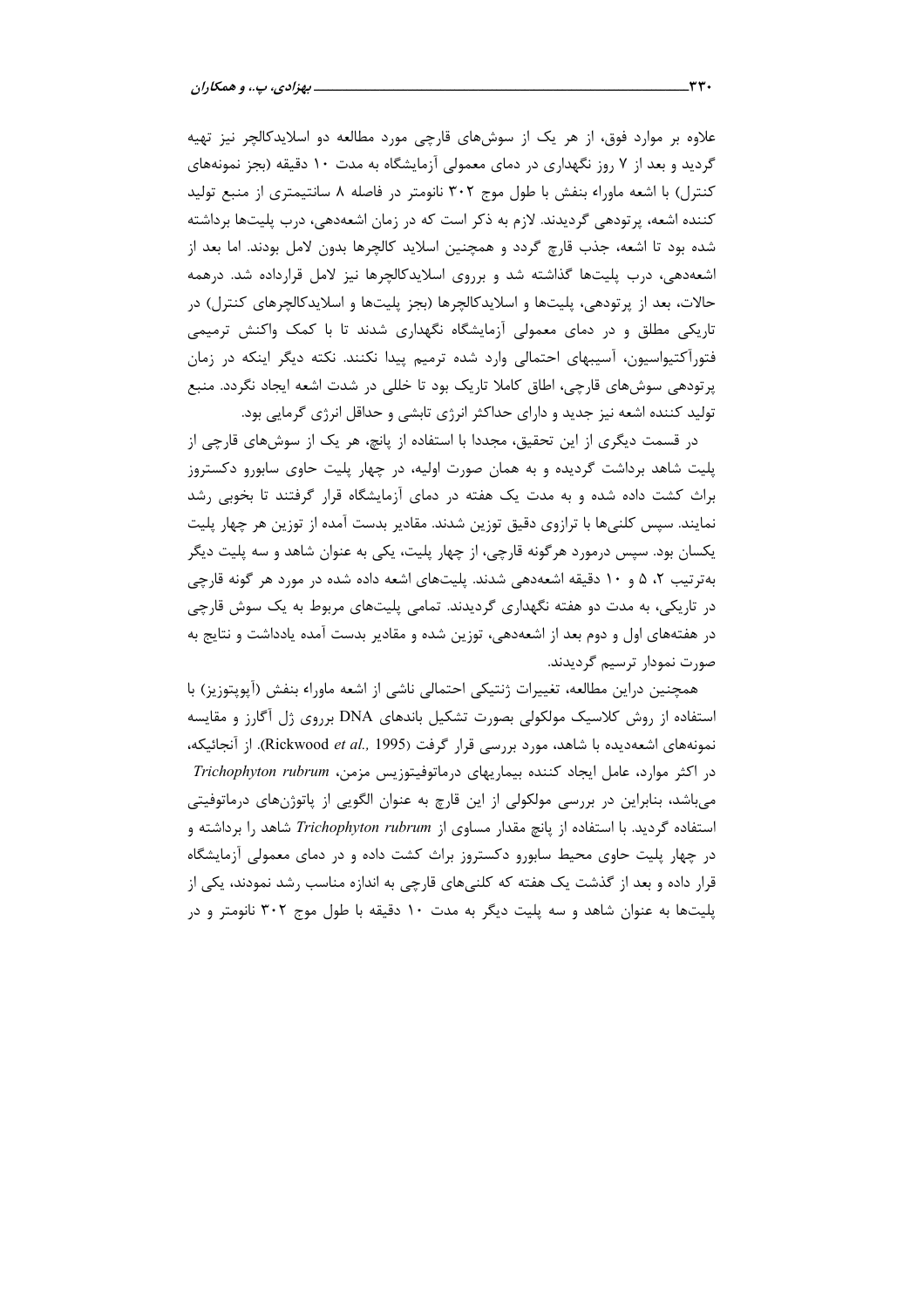علاوه بر موارد فوق، از هر یک از سوش‌های قارچی مورد مطالعه دو اسلایدکالچر نیز تهیه گردید و بعد از ۷ روز نگهداری در دمای معمولی آزمایشگاه به مدت ۱۰ دقیقه (بجز نمونه‌های کنترل) با اشعه ماوراء بنفش با طول موج ۳۰۲ نانومتر در فاصله ۸ سانتیمتری از منبع تولید کننده اشعه، پرتودهی گردیدند. لازم به ذکر است که در زمان اشعه‌دهی، درب پلیت‌ها برداشته شده بود تا اشعه، جذب قارچ گردد و همچنین اسلاید کالچرها بدون لامل بودند. اما بعد از اشعه‌دهی، درب پلیت‌ها گذاشته شد و برروی اسلایدکالچرها نیز لامل قرارداده شد. درهمه حالات، بعد از پرتودهی، پلیت‌ها و اسلایدکالچرها (بجز پلیت‌ها و اسلایدکالچرهای کنترل) در تاریکی مطلق و در دمای معمولی آزمایشگاه نگهداری شدند تا با کمک واکنش ترمیمی فتوراکتیواسیون، آسیبهای احتمالی وارد شده ترمیم پیدا نکنند. نکته دیگر اینکه در زمان پرتودهی سوش‌های قارچی، اطاق کاملا تاریک بود تا خللی در شدت اشعه ایجاد نگردد. منبع تولید کننده اشعه نیز جدید و دارای حداکثر انرژی تابشی و حداقل انرژی گرمایی بود.

در قسمت دیگری از این تحقیق، مجددا با استفاده از پانچ، هر یک از سوش‌های قارچی از پلیت شاهد برداشت گردیده و به همان صورت اولیه، در چهار پلیت حاوی سابورو دکستروز براث کشت داده شده و به مدت یک هفته در دمای آزمایشگاه قرار گرفتند تا بخوبی رشد نمایند. سپس کلنی‌ها با ترازوی دقیق توزین شدند. مقادیر بدست آمده از توزین هر چهار پلیت یکسان بود. سپس درمورد هرگونه قارچی، از چهار پلیت، یکی به عنوان شاهد و سه پلیت دیگر به‌ترتیب ۲، ۵ و ۱۰ دقیقه اشعه‌دهی شدند. پلیت‌های اشعه داده شده در مورد هر گونه قارچی در تاریکی، به مدت دو هفته نگهداری گردیدند. تمامی پلیت‌های مربوط به یک سوش قارچی در هفته‌های اول و دوم بعد از اشعه‌دهی، توزین شده و مقادیر بدست آمده یادداشت و نتایج به صورت نمودار ترسیم گردیدند.

همچنین دراین مطالعه، تغییرات ژنتیکی احتمالی ناشی از اشعه ماوراء بنفش (آپوپتوزیز) با استفاده از روش کلاسیک مولکولی بصورت تشکیل باندهای DNA برروی ژل آگارز و مقایسه نمونه‌های اشعه‌دیده با شاهد، مورد بررسی قرار گرفت (Rickwood *et al.*, 1995). از آنجائیکه، در اکثر موارد، عامل ایجاد کننده بیماریهای درماتوفیتوزیس مزمن، *Trichophyton rubrum* می‌باشد، بنابراین در بررسی مولکولی از این قارچ به عنوان الگویی از پاتوژن‌های درماتوفیتی استفاده گردید. با استفاده از پانچ مقدار مساوی از *Trichophyton rubrum* شاهد را برداشته و در چهار پلیت حاوی محیط سابورو دکستروز براث کشت داده و در دمای معمولی آزمایشگاه قرار داده و بعد از گذشت یک هفته که کلنی‌های قارچی به اندازه مناسب رشد نمودند، یکی از پلیت‌ها به عنوان شاهد و سه پلیت دیگر به مدت ۱۰ دقیقه با طول موج ۳۰۲ نانومتر و در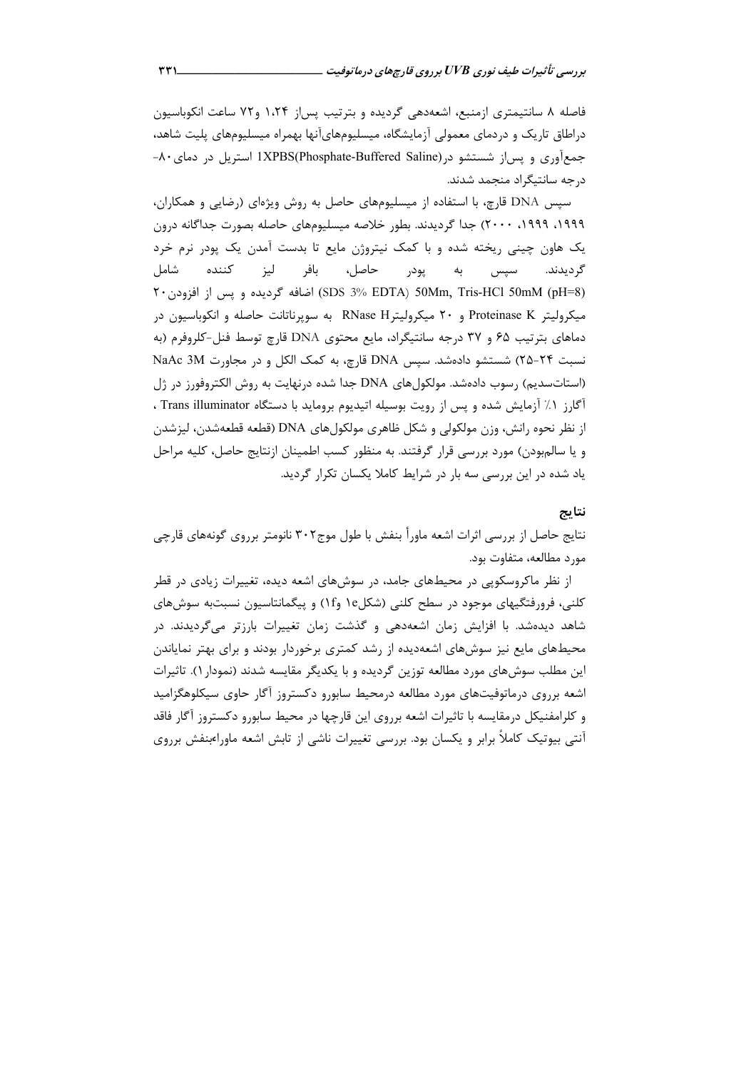فاصله ۸ سانتیمتری ازمنبع، اشعه‌دهی گردیده و بترتیب پس‌از ۱،۲۴ و۷۲ ساعت انکوباسیون دراطاق تاریک و دردمای معمولی آزمایشگاه، میسلیوم‌های‌آنها بهمراه میسلیوم‌های پلیت شاهد، جمع‌آوری و پس‌از شستشو در(1XPBS(Phosphate-Buffered Saline استریل در دمای ۸۰- درجه سانتیگراد منجمد شدند.

سپس DNA قارچ، با استفاده از میسلیوم‌های حاصل به روش ویژه‌ای (رضایی و همکاران، ۱۹۹۹، ۱۹۹۹، ۲۰۰۰) جدا گردیدند. بطور خلاصه میسلیوم‌های حاصله بصورت جداگانه درون یک هاون چینی ریخته شده و با کمک نیتروژن مایع تا بدست آمدن یک پودر نرم خرد گردیدند. سپس به پودر حاصل، بافر لیز کننده شامل (SDS 3% EDTA) 50Mm, Tris-HCl 50mM (pH=8) اضافه گردیده و پس از افزودن ۲۰ میکرولیتر Proteinase K و ۲۰ میکرولیتر RNase H به سوپرناتانت حاصله و انکوباسیون در دماهای بترتیب ۶۵ و ۳۷ درجه سانتیگراد، مایع محتوی DNA قارچ توسط فنل-کلروفرم (به نسبت ۲۴-۲۵) شستشو داده‌شد. سپس DNA قارچ، به کمک الکل و در مجاورت NaAc 3M (استات‌سدیم) رسوب داده‌شد. مولکول‌های DNA جدا شده درنهایت به روش الکتروفورز در ژل آگارز ۱٪ آزمایش شده و پس از رویت بوسیله اتیدیوم بروماید با دستگاه Trans illuminator ، از نظر نحوه رانش، وزن مولکولی و شکل ظاهری مولکول‌های DNA (قطعه قطعه‌شدن، لیزشدن و یا سالم‌بودن) مورد بررسی قرار گرفتند. به منظور کسب اطمینان ازنتایج حاصل، کلیه مراحل یاد شده در این بررسی سه بار در شرایط کاملا یکسان تکرار گردید.

## نتایج

نتایج حاصل از بررسی اثرات اشعه ماوراُ بنفش با طول موج۳۰۲ نانومتر برروی گونه‌های قارچی مورد مطالعه، متفاوت بود.

از نظر ماکروسکوپی در محیط‌های جامد، در سوش‌های اشعه دیده، تغییرات زیادی در قطر کلنی، فرورفتگیهای موجود در سطح کلنی (شکل۱e و۱f) و پیگمانتاسیون نسبت‌به سوش‌های شاهد دیده‌شد. با افزایش زمان اشعه‌دهی و گذشت زمان تغییرات بارزتر می‌گردیدند. در محیط‌های مایع نیز سوش‌های اشعه‌دیده از رشد کمتری برخوردار بودند و برای بهتر نمایاندن این مطلب سوش‌های مورد مطالعه توزین گردیده و با یکدیگر مقایسه شدند (نمودار ۱). تاثیرات اشعه برروی درماتوفیت‌های مورد مطالعه درمحیط سابورو دکستروز آگار حاوی سیکلوهگزامید و کلرامفنیکل درمقایسه با تاثیرات اشعه برروی این قارچها در محیط سابورو دکستروز آگار فاقد آنتی بیوتیک کاملاً برابر و یکسان بود. بررسی تغییرات ناشی از تابش اشعه ماوراءبنفش برروی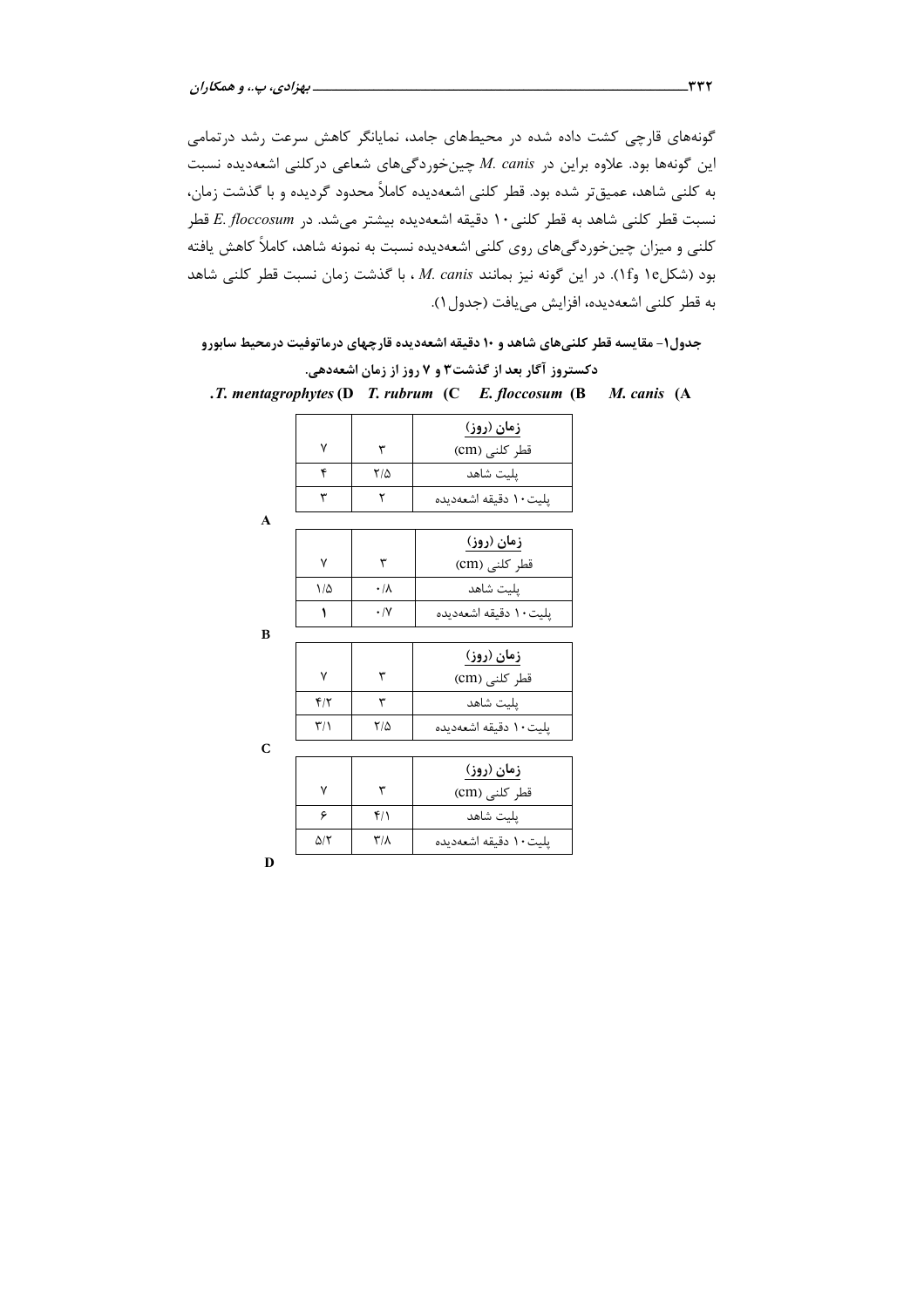گونه‌های قارچی کشت داده شده در محیط‌های جامد، نمایانگر کاهش سرعت رشد درتمامی این گونه‌ها بود. علاوه براین در *M. canis* چین‌خوردگی‌های شعاعی درکلنی اشعه‌دیده نسبت به کلنی شاهد، عمیق‌تر شده بود. قطر کلنی اشعه‌دیده کاملاً محدود گردیده و با گذشت زمان، نسبت قطر کلنی شاهد به قطر کلنی ۱۰ دقیقه اشعه‌دیده بیشتر می‌شد. در *E. floccosum* قطر کلنی و میزان چین‌خوردگی‌های روی کلنی اشعه‌دیده نسبت به نمونه شاهد، کاملاً کاهش یافته بود (شکل۱e و۱f). در این گونه نیز بمانند *M. canis* ، با گذشت زمان نسبت قطر کلنی شاهد به قطر کلنی اشعه‌دیده، افزایش می‌یافت (جدول۱).

**جدول۱- مقایسه قطر کلنی‌های شاهد و ۱۰ دقیقه اشعه‌دیده قارچهای درماتوفیت درمحیط سابورو دکستروز آگار بعد از گذشت۳ و ۷ روز از زمان اشعه‌دهی.**

**(A *M. canis* (B *E. floccosum* (C *T. rubrum* (D *T. mentagrophytes*.**

A

| زمان (روز) | | |
|---|---|---|
| قطر کلنی (cm) | ۳ | ۷ |
| پلیت شاهد | ۲/۵ | ۴ |
| پلیت۱۰ دقیقه اشعه‌دیده | ۲ | ۳ |

B

| زمان (روز) | | |
|---|---|---|
| قطر کلنی (cm) | ۳ | ۷ |
| پلیت شاهد | ۰/۸ | ۱/۵ |
| پلیت۱۰ دقیقه اشعه‌دیده | ۰/۷ | **۱** |

C

| زمان (روز) | | |
|---|---|---|
| قطر کلنی (cm) | ۳ | ۷ |
| پلیت شاهد | ۳ | ۴/۲ |
| پلیت۱۰ دقیقه اشعه‌دیده | ۲/۵ | ۳/۱ |

D

| زمان (روز) | | |
|---|---|---|
| قطر کلنی (cm) | ۳ | ۷ |
| پلیت شاهد | ۴/۱ | ۶ |
| پلیت۱۰ دقیقه اشعه‌دیده | ۳/۸ | ۵/۲ |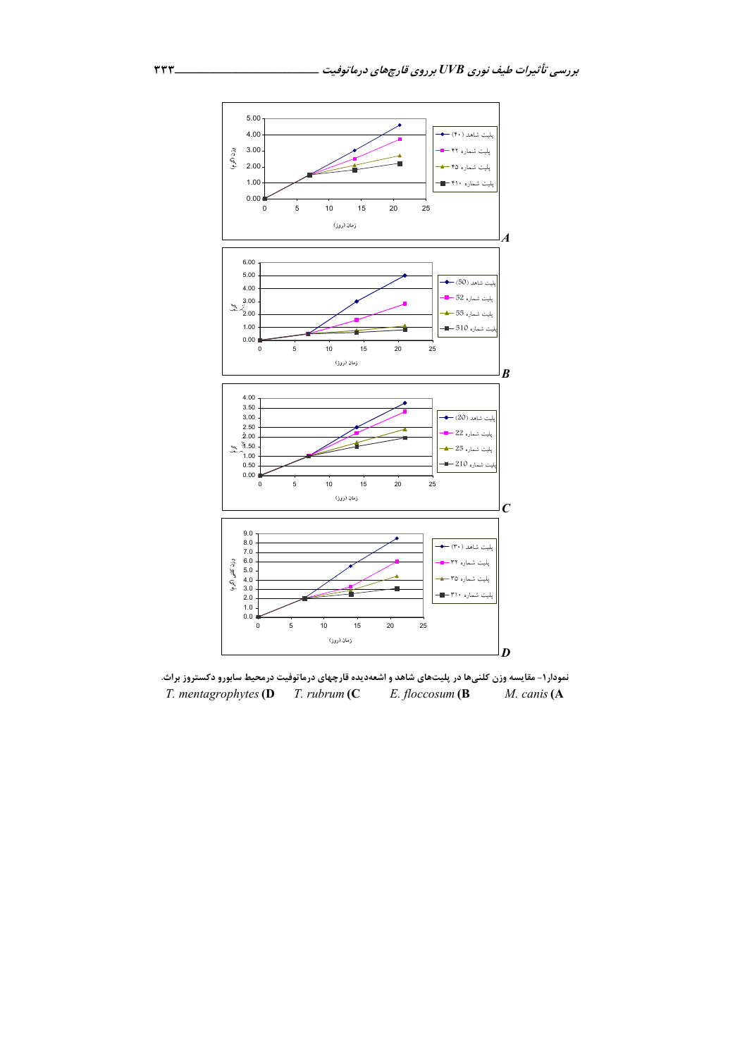5.00
4.00
3.00
2.00
1.00
0.00
0 5 10 15 20 25

وزن (گرم)

زمان (روز)

پلیت شاهد (۴۰)
پلیت شماره ۴۲
پلیت شماره ۴۵
پلیت شماره ۴۱۰

*A*

6.00
5.00
4.00
3.00
2.00
1.00
0.00
0 5 10 15 20 25

وزن (گرم)

زمان (روز)

پلیت شاهد (50)
پلیت شماره 52
پلیت شماره 55
پلیت شماره 510

*B*

4.00
3.50
3.00
2.50
2.00
1.50
1.00
0.50
0.00
0 5 10 15 20 25

وزن (گرم)

زمان (روز)

پلیت شاهد (20)
پلیت شماره 22
پلیت شماره 25
پلیت شماره 210

*C*

9.0
8.0
7.0
6.0
5.0
4.0
3.0
2.0
1.0
0.0
0 5 10 15 20 25

وزن کلنی (گرم)

زمان (روز)

پلیت شاهد (۳۰)
پلیت شماره ۳۲
پلیت شماره ۳۵
پلیت شماره ۳۱۰

*D*

**نمودار۱- مقایسه وزن کلنی‌ها در پلیت‌های شاهد و اشعه‌دیده قارچهای درماتوفیت درمحیط سابورو دکستروز براث.**

**A)** *M. canis* **B)** *E. floccosum* **C)** *T. rubrum* **D)** *T. mentagrophytes*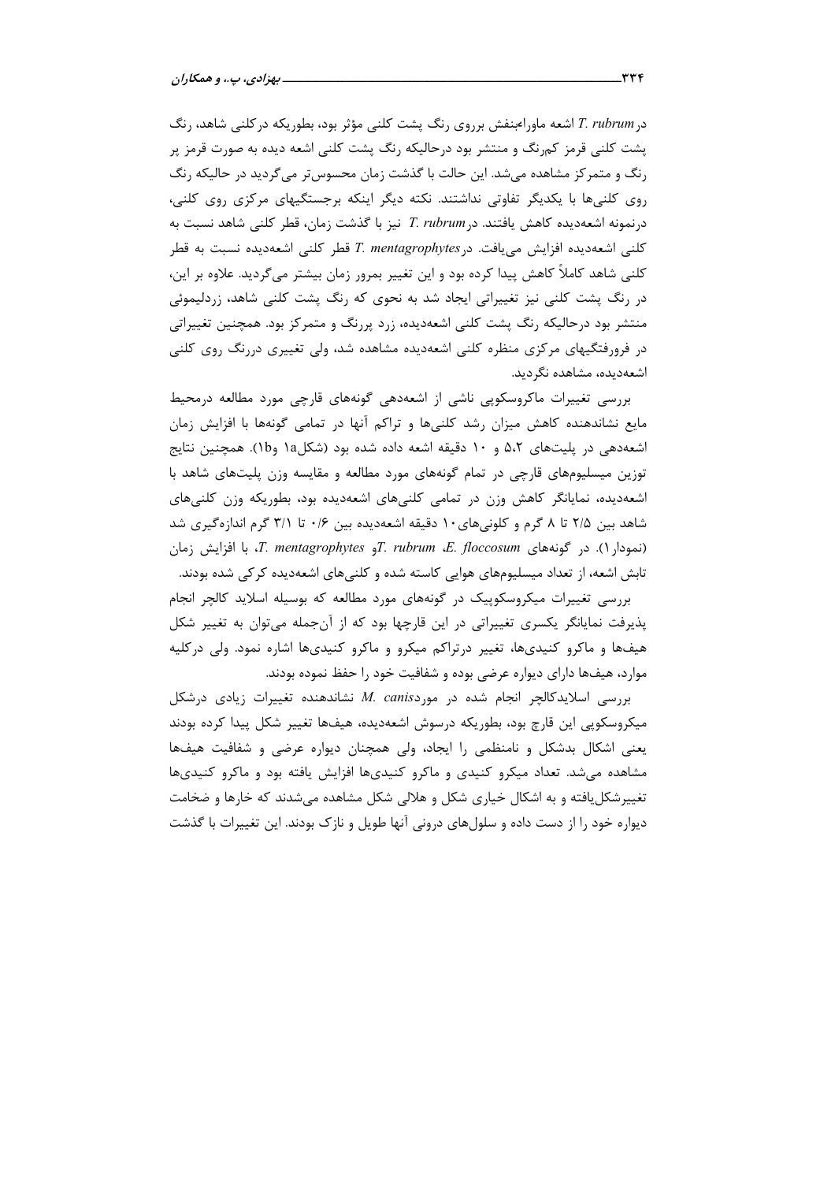در *T. rubrum* اشعه ماوراءبنفش برروی رنگ پشت کلنی مؤثر بود، بطوریکه درکلنی شاهد، رنگ پشت کلنی قرمز کم‌رنگ و منتشر بود درحالیکه رنگ پشت کلنی اشعه دیده به صورت قرمز پر رنگ و متمرکز مشاهده می‌شد. این حالت با گذشت زمان محسوس‌تر می‌گردید در حالیکه رنگ روی کلنی‌ها با یکدیگر تفاوتی نداشتند. نکته دیگر اینکه برجستگیهای مرکزی روی کلنی، درنمونه اشعه‌دیده کاهش یافتند. در *T. rubrum* نیز با گذشت زمان، قطر کلنی شاهد نسبت به کلنی اشعه‌دیده افزایش می‌یافت. در *T. mentagrophytes* قطر کلنی اشعه‌دیده نسبت به قطر کلنی شاهد کاملاً کاهش پیدا کرده بود و این تغییر بمرور زمان بیشتر می‌گردید. علاوه بر این، در رنگ پشت کلنی نیز تغییراتی ایجاد شد به نحوی که رنگ پشت کلنی شاهد، زردلیموئی منتشر بود درحالیکه رنگ پشت کلنی اشعه‌دیده، زرد پررنگ و متمرکز بود. همچنین تغییراتی در فرورفتگیهای مرکزی منظره کلنی اشعه‌دیده مشاهده شد، ولی تغییری دررنگ روی کلنی اشعه‌دیده، مشاهده نگردید.

بررسی تغییرات ماکروسکوپی ناشی از اشعه‌دهی گونه‌های قارچی مورد مطالعه درمحیط مایع نشاندهنده کاهش میزان رشد کلنی‌ها و تراکم آنها در تمامی گونه‌ها با افزایش زمان اشعه‌دهی در پلیت‌های ۲،۵ و ۱۰ دقیقه اشعه داده شده بود (شکل1a و1b). همچنین نتایج توزین میسلیوم‌های قارچی در تمام گونه‌های مورد مطالعه و مقایسه وزن پلیت‌های شاهد با اشعه‌دیده، نمایانگر کاهش وزن در تمامی کلنی‌های اشعه‌دیده بود، بطوریکه وزن کلنی‌های شاهد بین ۲/۵ تا ۸ گرم و کلونی‌های ۱۰ دقیقه اشعه‌دیده بین ۰/۶ تا ۳/۱ گرم اندازه‌گیری شد (نمودار ۱). در گونه‌های *E. floccosum*، *T. rubrum* و *T. mentagrophytes*، با افزایش زمان تابش اشعه، از تعداد میسلیوم‌های هوایی کاسته شده و کلنی‌های اشعه‌دیده کرکی شده بودند.

بررسی تغییرات میکروسکوپیک در گونه‌های مورد مطالعه که بوسیله اسلاید کالچر انجام پذیرفت نمایانگر یکسری تغییراتی در این قارچها بود که از آن‌جمله می‌توان به تغییر شکل هیف‌ها و ماکرو کنیدی‌ها، تغییر درتراکم میکرو و ماکرو کنیدی‌ها اشاره نمود. ولی درکلیه موارد، هیف‌ها دارای دیواره عرضی بوده و شفافیت خود را حفظ نموده بودند.

بررسی اسلایدکالچر انجام شده در مورد *M. canis* نشاندهنده تغییرات زیادی درشکل میکروسکوپی این قارچ بود، بطوریکه درسوش اشعه‌دیده، هیف‌ها تغییر شکل پیدا کرده بودند یعنی اشکال بدشکل و نامنظمی را ایجاد، ولی همچنان دیواره عرضی و شفافیت هیف‌ها مشاهده می‌شد. تعداد میکرو کنیدی و ماکرو کنیدی‌ها افزایش یافته بود و ماکرو کنیدی‌ها تغییرشکل‌یافته و به اشکال خیاری شکل و هلالی شکل مشاهده می‌شدند که خارها و ضخامت دیواره خود را از دست داده و سلول‌های درونی آنها طویل و نازک بودند. این تغییرات با گذشت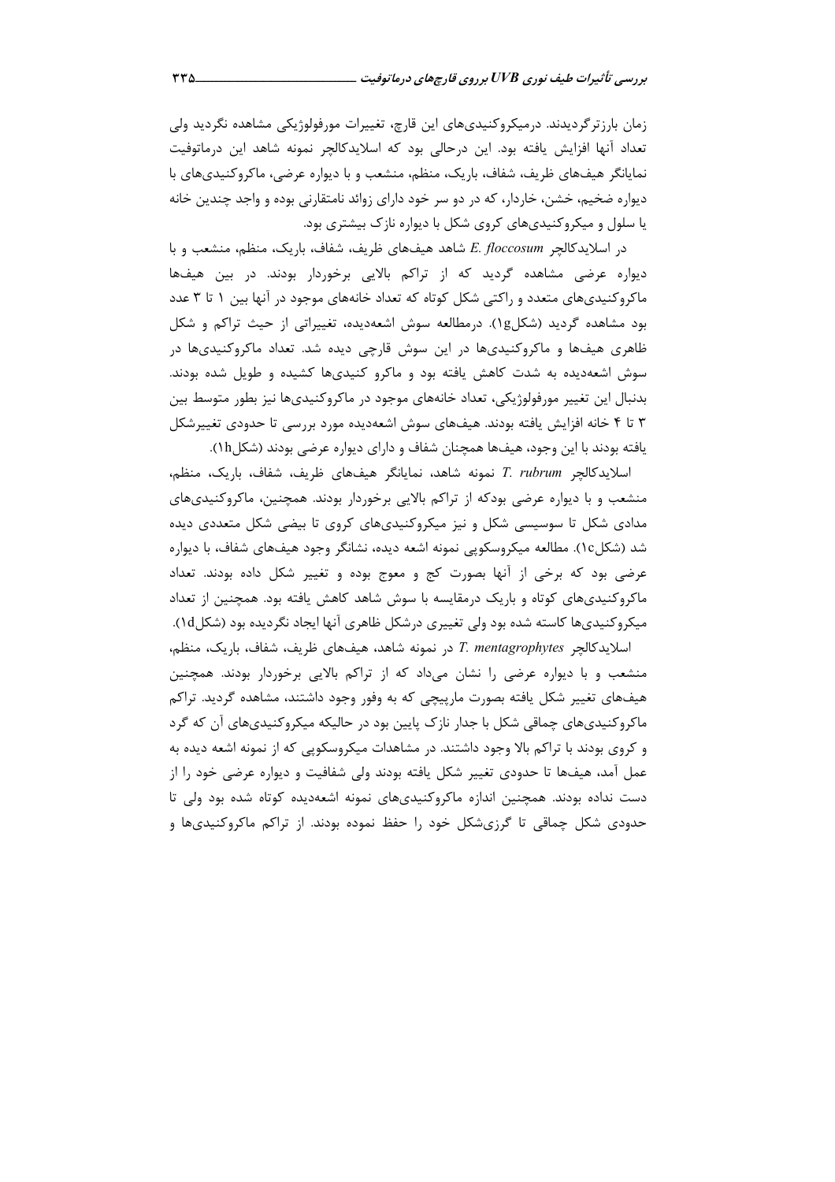زمان بارزترگردیدند. درمیکروکنیدی‌های این قارچ، تغییرات مورفولوژیکی مشاهده نگردید ولی تعداد آنها افزایش یافته بود. این درحالی بود که اسلایدکالچر نمونه شاهد این درماتوفیت نمایانگر هیف‌های ظریف، شفاف، باریک، منظم، منشعب و با دیواره عرضی، ماکروکنیدی‌های با دیواره ضخیم، خشن، خاردار، که در دو سر خود دارای زوائد نامتقارنی بوده و واجد چندین خانه یا سلول و میکروکنیدی‌های کروی شکل با دیواره نازک بیشتری بود.

در اسلایدکالچر *E. floccosum* شاهد هیف‌های ظریف، شفاف، باریک، منظم، منشعب و با دیواره عرضی مشاهده گردید که از تراکم بالایی برخوردار بودند. در بین هیف‌ها ماکروکنیدی‌های متعدد و راکتی شکل کوتاه که تعداد خانه‌های موجود در آنها بین ۱ تا ۳ عدد بود مشاهده گردید (شکل1g). درمطالعه سوش اشعه‌دیده، تغییراتی از حیث تراکم و شکل ظاهری هیف‌ها و ماکروکنیدی‌ها در این سوش قارچی دیده شد. تعداد ماکروکنیدی‌ها در سوش اشعه‌دیده به شدت کاهش یافته بود و ماکرو کنیدی‌ها کشیده و طویل شده بودند. بدنبال این تغییر مورفولوژیکی، تعداد خانه‌های موجود در ماکروکنیدی‌ها نیز بطور متوسط بین ۳ تا ۴ خانه افزایش یافته بودند. هیف‌های سوش اشعه‌دیده مورد بررسی تا حدودی تغییرشکل یافته بودند با این وجود، هیف‌ها همچنان شفاف و دارای دیواره عرضی بودند (شکل1h).

اسلایدکالچر *T. rubrum* نمونه شاهد، نمایانگر هیف‌های ظریف، شفاف، باریک، منظم، منشعب و با دیواره عرضی بودکه از تراکم بالایی برخوردار بودند. همچنین، ماکروکنیدی‌های مدادی شکل تا سوسیسی شکل و نیز میکروکنیدی‌های کروی تا بیضی شکل متعددی دیده شد (شکل1c). مطالعه میکروسکوپی نمونه اشعه دیده، نشانگر وجود هیف‌های شفاف، با دیواره عرضی بود که برخی از آنها بصورت کج و معوج بوده و تغییر شکل داده بودند. تعداد ماکروکنیدی‌های کوتاه و باریک درمقایسه با سوش شاهد کاهش یافته بود. همچنین از تعداد میکروکنیدی‌ها کاسته شده بود ولی تغییری درشکل ظاهری آنها ایجاد نگردیده بود (شکل1d).

اسلایدکالچر *T. mentagrophytes* در نمونه شاهد، هیف‌های ظریف، شفاف، باریک، منظم، منشعب و با دیواره عرضی را نشان می‌داد که از تراکم بالایی برخوردار بودند. همچنین هیف‌های تغییر شکل یافته بصورت مارپیچی که به وفور وجود داشتند، مشاهده گردید. تراکم ماکروکنیدی‌های چماقی شکل با جدار نازک پایین بود در حالیکه میکروکنیدی‌های آن که گرد و کروی بودند با تراکم بالا وجود داشتند. در مشاهدات میکروسکوپی که از نمونه اشعه دیده به عمل آمد، هیف‌ها تا حدودی تغییر شکل یافته بودند ولی شفافیت و دیواره عرضی خود را از دست نداده بودند. همچنین اندازه ماکروکنیدی‌های نمونه اشعه‌دیده کوتاه شده بود ولی تا حدودی شکل چماقی تا گرزی‌شکل خود را حفظ نموده بودند. از تراکم ماکروکنیدی‌ها و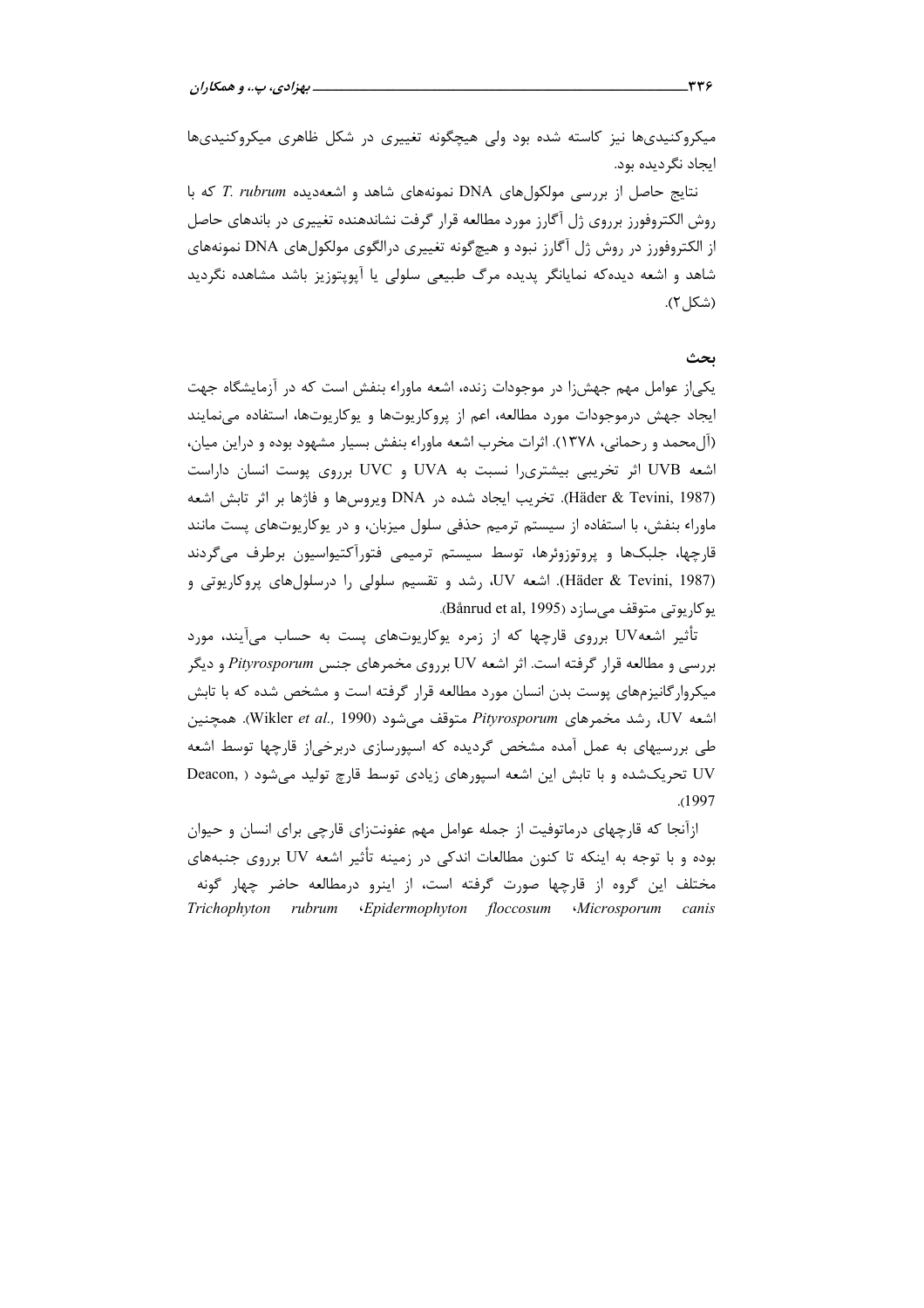میکروکنیدی‌ها نیز کاسته شده بود ولی هیچگونه تغییری در شکل ظاهری میکروکنیدی‌ها ایجاد نگردیده بود.

نتایج حاصل از بررسی مولکول‌های DNA نمونه‌های شاهد و اشعه‌دیده *T. rubrum* که با روش الکتروفورز برروی ژل آگارز مورد مطالعه قرار گرفت نشاندهنده تغییری در باندهای حاصل از الکتروفورز در روش ژل آگارز نبود و هیچ‌گونه تغییری درالگوی مولکول‌های DNA نمونه‌های شاهد و اشعه دیده‌که نمایانگر پدیده مرگ طبیعی سلولی یا آپوپتوزیز باشد مشاهده نگردید (شکل۲).

## بحث

یکی‌از عوامل مهم جهش‌زا در موجودات زنده، اشعه ماوراء بنفش است که در آزمایشگاه جهت ایجاد جهش درموجودات مورد مطالعه، اعم از پروکاریوت‌ها و یوکاریوت‌ها، استفاده می‌نمایند (آل‌محمد و رحمانی، ۱۳۷۸). اثرات مخرب اشعه ماوراء بنفش بسیار مشهود بوده و دراین میان، اشعه UVB اثر تخریبی بیشتری‌را نسبت به UVA و UVC برروی پوست انسان داراست (Häder & Tevini, 1987). تخریب ایجاد شده در DNA ویروس‌ها و فاژها بر اثر تابش اشعه ماوراء بنفش، با استفاده از سیستم ترمیم حذفی سلول میزبان، و در یوکاریوت‌های پست مانند قارچها، جلبک‌ها و پروتوزوئرها، توسط سیستم ترمیمی فتوراکتیواسیون برطرف می‌گردند (Häder & Tevini, 1987). اشعه UV، رشد و تقسیم سلولی را درسلول‌های پروکاریوتی و یوکاریوتی متوقف می‌سازد (Bånrud et al, 1995).

تأثیر اشعهUV برروی قارچها که از زمره یوکاریوت‌های پست به حساب می‌آیند، مورد بررسی و مطالعه قرار گرفته است. اثر اشعه UV برروی مخمرهای جنس *Pityrosporum* و دیگر میکروارگانیزم‌های پوست بدن انسان مورد مطالعه قرار گرفته است و مشخص شده که با تابش اشعه UV، رشد مخمرهای *Pityrosporum* متوقف می‌شود (Wikler *et al.,* 1990). همچنین طی بررسیهای به عمل آمده مشخص گردیده که اسپورسازی دربرخی‌از قارچها توسط اشعه UV تحریک‌شده و با تابش این اشعه اسپورهای زیادی توسط قارچ تولید می‌شود (Deacon, 1997).

ازآنجا که قارچهای درماتوفیت از جمله عوامل مهم عفونت‌زای قارچی برای انسان و حیوان بوده و با توجه به اینکه تا کنون مطالعات اندکی در زمینه تأثیر اشعه UV برروی جنبه‌های مختلف این گروه از قارچها صورت گرفته است، از اینرو درمطالعه حاضر چهار گونه *Trichophyton rubrum*، *Epidermophyton floccosum*، *Microsporum canis*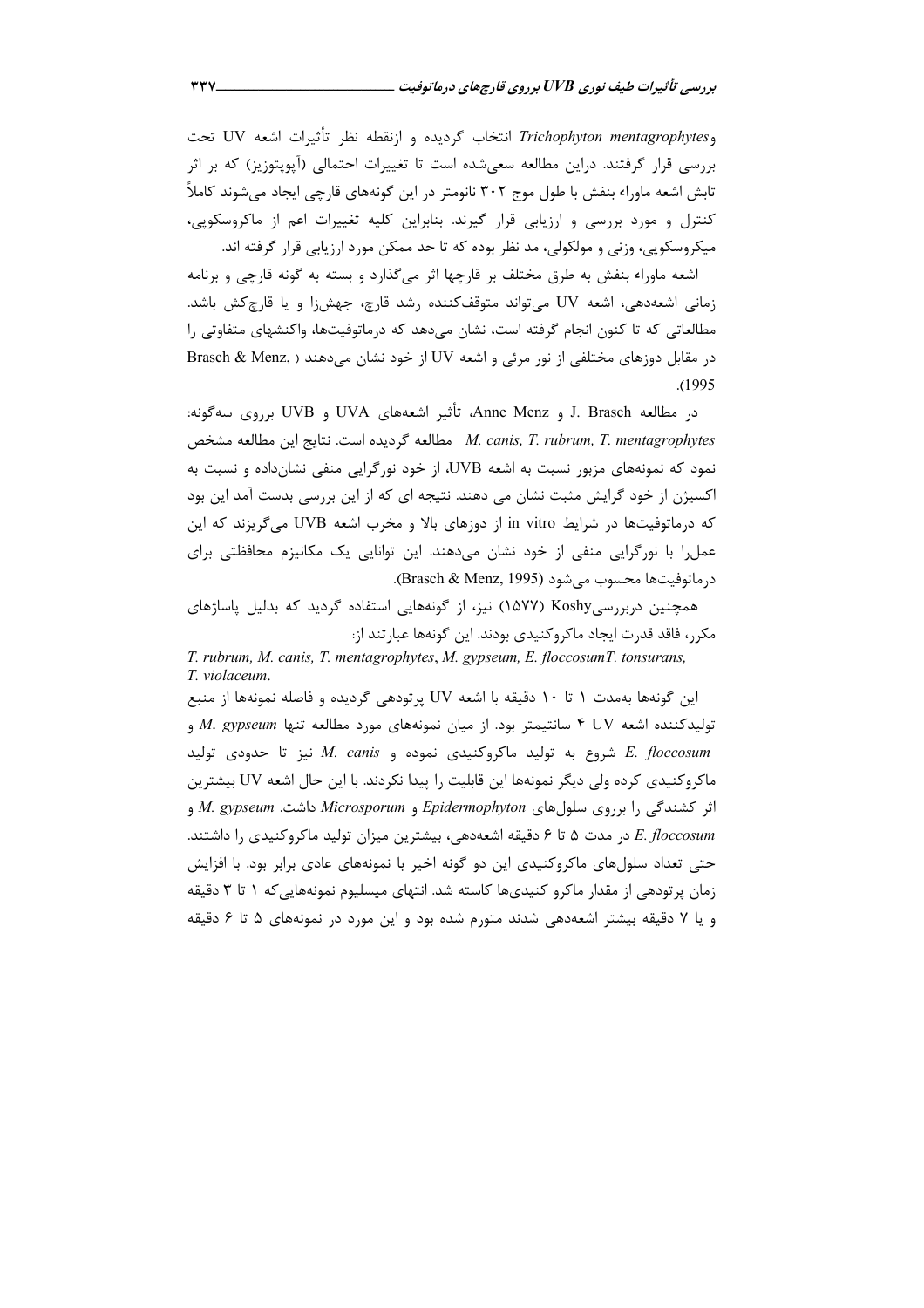و*Trichophyton mentagrophytes* انتخاب گردیده و ازنقطه نظر تأثیرات اشعه UV تحت بررسی قرار گرفتند. دراین مطالعه سعی‌شده است تا تغییرات احتمالی (آپوپتوزیز) که بر اثر تابش اشعه ماوراء بنفش با طول موج ۳۰۲ نانومتر در این گونه‌های قارچی ایجاد می‌شوند کاملاً کنترل و مورد بررسی و ارزیابی قرار گیرند. بنابراین کلیه تغییرات اعم از ماکروسکوپی، میکروسکوپی، وزنی و مولکولی، مد نظر بوده که تا حد ممکن مورد ارزیابی قرار گرفته اند.

اشعه ماوراء بنفش به طرق مختلف بر قارچها اثر می‌گذارد و بسته به گونه قارچی و برنامه زمانی اشعه‌دهی، اشعه UV می‌تواند متوقف‌کننده رشد قارچ، جهش‌زا و یا قارچ‌کش باشد. مطالعاتی که تا کنون انجام گرفته است، نشان می‌دهد که درماتوفیت‌ها، واکنشهای متفاوتی را در مقابل دوزهای مختلفی از نور مرئی و اشعه UV از خود نشان می‌دهند ( Brasch & Menz, 1995).

در مطالعه J. Brasch و Anne Menz، تأثیر اشعه‌های UVA و UVB برروی سه‌گونه: *M. canis, T. rubrum, T. mentagrophytes* مطالعه گردیده است. نتایج این مطالعه مشخص نمود که نمونه‌های مزبور نسبت به اشعه UVB، از خود نورگرایی منفی نشان‌داده و نسبت به اکسیژن از خود گرایش مثبت نشان می دهند. نتیجه ای که از این بررسی بدست آمد این بود که درماتوفیت‌ها در شرایط in vitro از دوزهای بالا و مخرب اشعه UVB می‌گریزند که این عمل‌را با نورگرایی منفی از خود نشان می‌دهند. این توانایی یک مکانیزم محافظتی برای درماتوفیت‌ها محسوب می‌شود (Brasch & Menz, 1995).

همچنین دربررسیKoshy (۱۵۷۷) نیز، از گونه‌هایی استفاده گردید که بدلیل پاساژهای مکرر، فاقد قدرت ایجاد ماکروکنیدی بودند. این گونه‌ها عبارتند از:

*T. rubrum, M. canis, T. mentagrophytes*, *M. gypseum, E. floccosumT. tonsurans, T. violaceum*.

این گونه‌ها بمدت ۱ تا ۱۰ دقیقه با اشعه UV پرتودهی گردیده و فاصله نمونه‌ها از منبع تولیدکننده اشعه UV ۴ سانتیمتر بود. از میان نمونه‌های مورد مطالعه تنها *M. gypseum* و *E. floccosum* شروع به تولید ماکروکنیدی نموده و *M. canis* نیز تا حدودی تولید ماکروکنیدی کرده ولی دیگر نمونه‌ها این قابلیت را پیدا نکردند. با این حال اشعه UV بیشترین اثر کشندگی را برروی سلول‌های *Epidermophyton* و *Microsporum* داشت. *M. gypseum* و *E. floccosum* در مدت ۵ تا ۶ دقیقه اشعه‌دهی، بیشترین میزان تولید ماکروکنیدی را داشتند. حتی تعداد سلول‌های ماکروکنیدی این دو گونه اخیر با نمونه‌های عادی برابر بود. با افزایش زمان پرتودهی از مقدار ماکرو کنیدی‌ها کاسته شد. انتهای میسلیوم نمونه‌هایی‌که ۱ تا ۳ دقیقه و یا ۷ دقیقه بیشتر اشعه‌دهی شدند متورم شده بود و این مورد در نمونه‌های ۵ تا ۶ دقیقه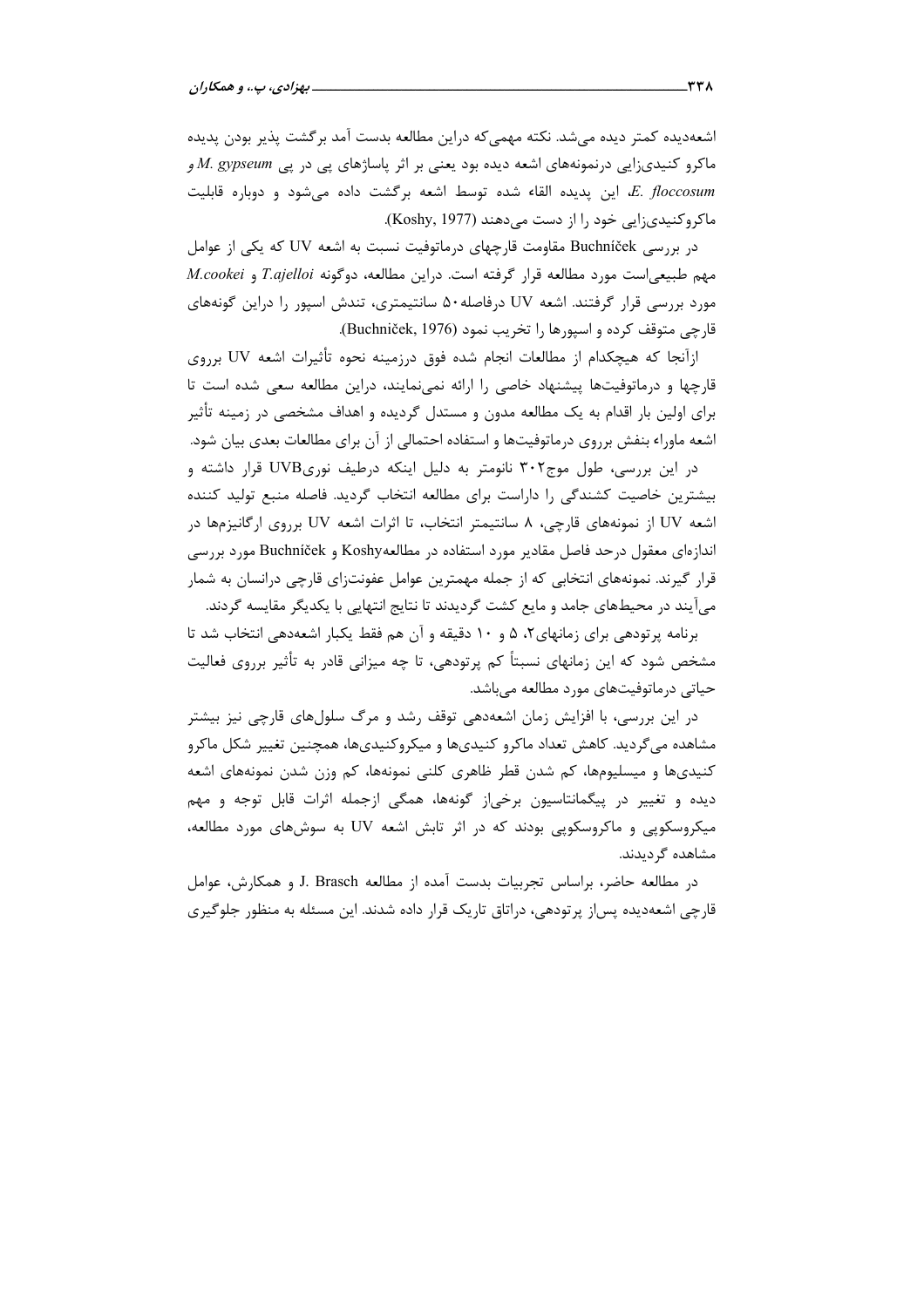اشعه‌دیده کمتر دیده می‌شد. نکته مهمی‌که دراین مطالعه بدست آمد برگشت پذیر بودن پدیده ماکرو کنیدی‌زایی درنمونه‌های اشعه دیده بود یعنی بر اثر پاساژهای پی در پی *M. gypseum* و *E. floccosum*، این پدیده القاء شده توسط اشعه برگشت داده می‌شود و دوباره قابلیت ماکروکنیدی‌زایی خود را از دست می‌دهند (Koshy, 1977).

در بررسی Buchníček مقاومت قارچهای درماتوفیت نسبت به اشعه UV که یکی از عوامل مهم طبیعی‌است مورد مطالعه قرار گرفته است. دراین مطالعه، دوگونه *T.ajelloi* و *M.cookei* مورد بررسی قرار گرفتند. اشعه UV درفاصله ۵۰ سانتیمتری، تندش اسپور را دراین گونه‌های قارچی متوقف کرده و اسپورها را تخریب نمود (Buchniček, 1976).

ازآنجا که هیچکدام از مطالعات انجام شده فوق درزمینه نحوه تأثیرات اشعه UV برروی قارچها و درماتوفیت‌ها پیشنهاد خاصی را ارائه نمی‌نمایند، دراین مطالعه سعی شده است تا برای اولین بار اقدام به یک مطالعه مدون و مستدل گردیده و اهداف مشخصی در زمینه تأثیر اشعه ماوراء بنفش برروی درماتوفیت‌ها و استفاده احتمالی از آن برای مطالعات بعدی بیان شود.

در این بررسی، طول موج۳۰۲ نانومتر به دلیل اینکه درطیف نوریUVB قرار داشته و بیشترین خاصیت کشندگی را داراست برای مطالعه انتخاب گردید. فاصله منبع تولید کننده اشعه UV از نمونه‌های قارچی، ۸ سانتیمتر انتخاب، تا اثرات اشعه UV برروی ارگانیزمها در اندازه‌ای معقول درحد فاصل مقادیر مورد استفاده در مطالعهKoshy و Buchníček مورد بررسی قرار گیرند. نمونه‌های انتخابی که از جمله مهمترین عوامل عفونت‌زای قارچی درانسان به شمار می‌آیند در محیطهای جامد و مایع کشت گردیدند تا نتایج انتهایی با یکدیگر مقایسه گردند.

برنامه پرتودهی برای زمانهای۲، ۵ و ۱۰ دقیقه و آن هم فقط یکبار اشعه‌دهی انتخاب شد تا مشخص شود که این زمانهای نسبتاً کم پرتودهی، تا چه میزانی قادر به تأثیر برروی فعالیت حیاتی درماتوفیت‌های مورد مطالعه می‌باشد.

در این بررسی، با افزایش زمان اشعه‌دهی توقف رشد و مرگ سلول‌های قارچی نیز بیشتر مشاهده می‌گردید. کاهش تعداد ماکرو کنیدی‌ها و میکروکنیدی‌ها، همچنین تغییر شکل ماکرو کنیدی‌ها و میسلیوم‌ها، کم شدن قطر ظاهری کلنی نمونه‌ها، کم وزن شدن نمونه‌های اشعه دیده و تغییر در پیگمانتاسیون برخی‌از گونه‌ها، همگی ازجمله اثرات قابل توجه و مهم میکروسکوپی و ماکروسکوپی بودند که در اثر تابش اشعه UV به سوش‌های مورد مطالعه، مشاهده گردیدند.

در مطالعه حاضر، براساس تجربیات بدست آمده از مطالعه J. Brasch و همکارش، عوامل قارچی اشعه‌دیده پس‌از پرتودهی، دراتاق تاریک قرار داده شدند. این مسئله به منظور جلوگیری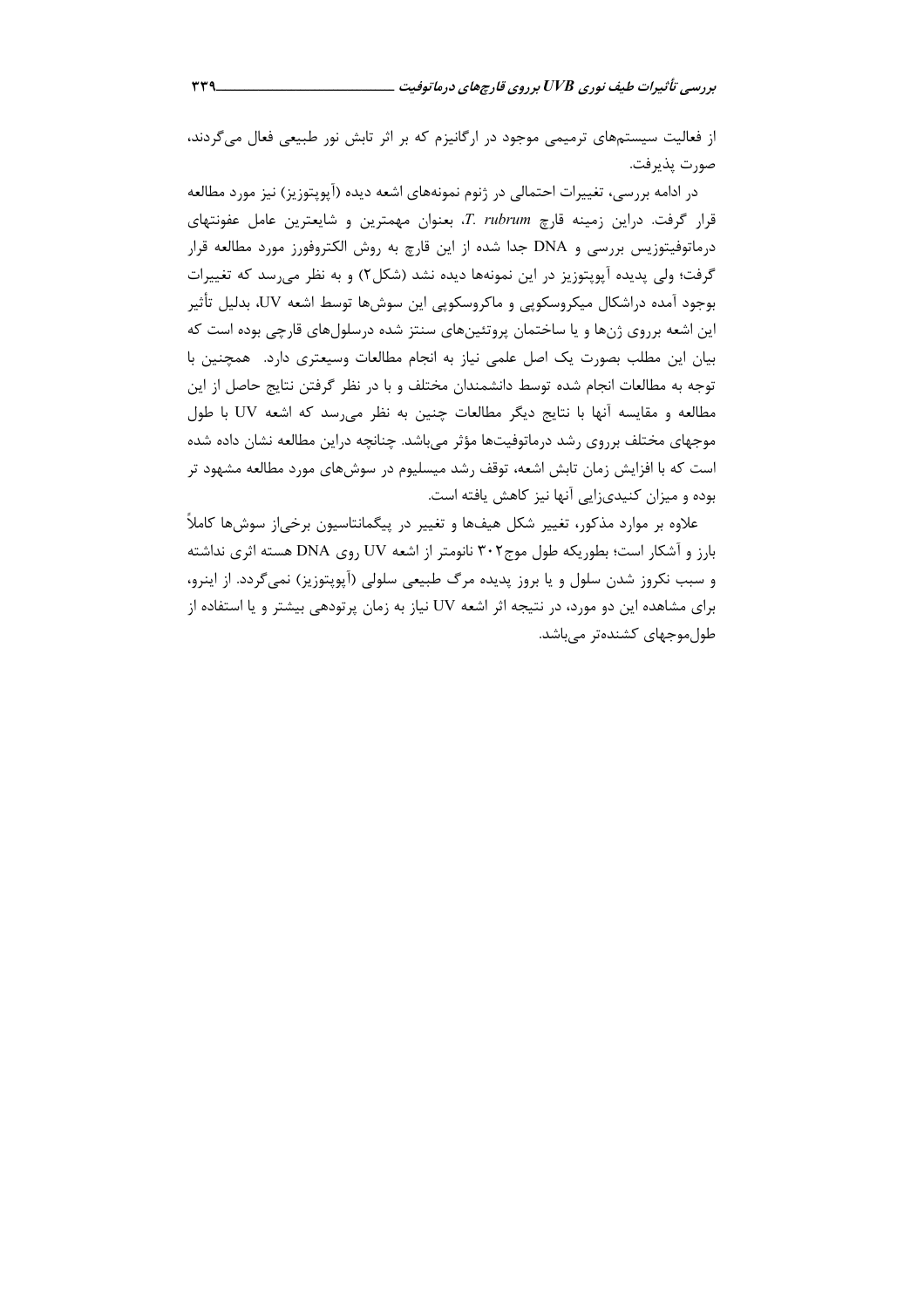از فعالیت سیستم‌های ترمیمی موجود در ارگانیزم که بر اثر تابش نور طبیعی فعال می‌گردند، صورت پذیرفت.

در ادامه بررسی، تغییرات احتمالی در ژنوم نمونه‌های اشعه دیده (آپوپتوزیز) نیز مورد مطالعه قرار گرفت. دراین زمینه قارچ *T. rubrum*، بعنوان مهمترین و شایعترین عامل عفونتهای درماتوفیتوزیس بررسی و DNA جدا شده از این قارچ به روش الکتروفورز مورد مطالعه قرار گرفت؛ ولی پدیده آپوپتوزیز در این نمونه‌ها دیده نشد (شکل۲) و به نظر می‌رسد که تغییرات بوجود آمده دراشکال میکروسکوپی و ماکروسکوپی این سوش‌ها توسط اشعه UV، بدلیل تأثیر این اشعه برروی ژن‌ها و یا ساختمان پروتئین‌های سنتز شده درسلول‌های قارچی بوده است که بیان این مطلب بصورت یک اصل علمی نیاز به انجام مطالعات وسیعتری دارد. همچنین با توجه به مطالعات انجام شده توسط دانشمندان مختلف و با در نظر گرفتن نتایج حاصل از این مطالعه و مقایسه آنها با نتایج دیگر مطالعات چنین به نظر می‌رسد که اشعه UV با طول موجهای مختلف برروی رشد درماتوفیت‌ها مؤثر می‌باشد. چنانچه دراین مطالعه نشان داده شده است که با افزایش زمان تابش اشعه، توقف رشد میسلیوم در سوش‌های مورد مطالعه مشهود تر بوده و میزان کنیدی‌زایی آنها نیز کاهش یافته است.

علاوه بر موارد مذکور، تغییر شکل هیف‌ها و تغییر در پیگمانتاسیون برخی‌از سوش‌ها کاملاً بارز و آشکار است؛ بطوریکه طول موج۳۰۲ نانومتر از اشعه UV روی DNA هسته اثری نداشته و سبب نکروز شدن سلول و یا بروز پدیده مرگ طبیعی سلولی (آپوپتوزیز) نمی‌گردد. از اینرو، برای مشاهده این دو مورد، در نتیجه اثر اشعه UV نیاز به زمان پرتودهی بیشتر و یا استفاده از طول‌موجهای کشنده‌تر می‌باشد.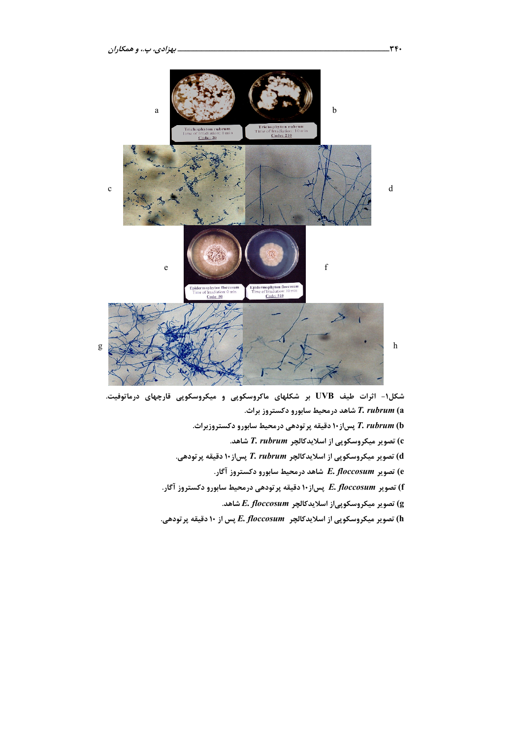a

b

c

d

e

f

g

h

شکل۱- اثرات طیف UVB بر شکلهای ماکروسکوپی و میکروسکوپی قارچهای درماتوفیت.

**a)** ***T. rubrum*** **شاهد درمحیط سابورو دکستروز براث.**

**b)** ***T. rubrum*** **پس‌از۱۰ دقیقه پرتودهی درمحیط سابورو دکستروزبراث.**

**c)** **تصویر میکروسکوپی از اسلایدکالچر** ***T. rubrum*** **شاهد.**

**d)** **تصویر میکروسکوپی از اسلایدکالچر** ***T. rubrum*** **پس‌از۱۰ دقیقه پرتودهی.**

**e)** **تصویر** ***E. floccosum*** **شاهد درمحیط سابورو دکستروز آگار.**

**f)** **تصویر** ***E. floccosum*** **پس‌از۱۰ دقیقه پرتودهی درمحیط سابورو دکستروز آگار.**

**g)** **تصویر میکروسکوپی‌از اسلایدکالچر** ***E. floccosum*** **شاهد.**

**h)** **تصویر میکروسکوپی از اسلایدکالچر** ***E. floccosum*** **پس از ۱۰ دقیقه پرتودهی.**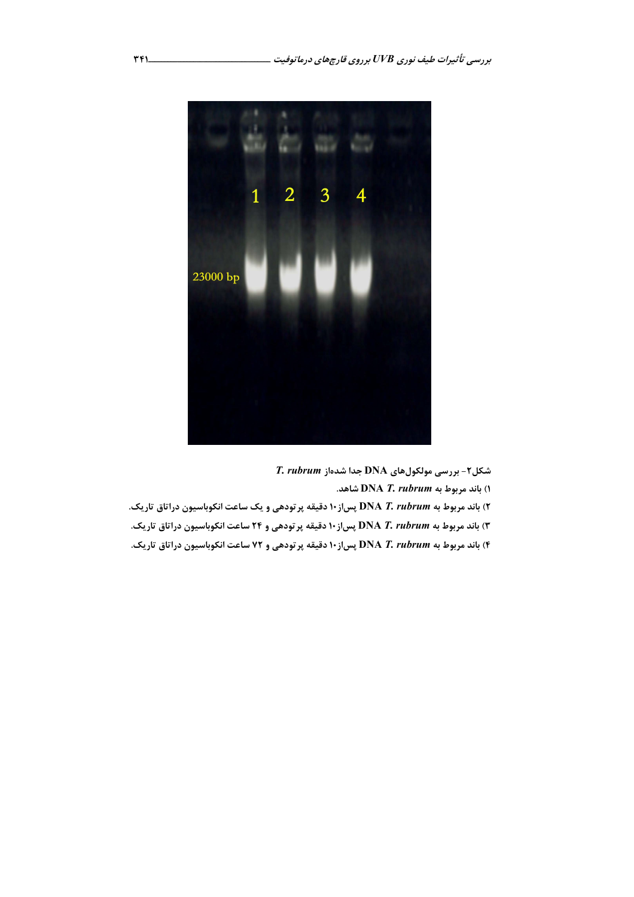1 2 3 4

23000 bp

شکل۲- بررسی مولکول‌های DNA جدا شده‌از *T. rubrum*

۱) باند مربوط به *T. rubrum* DNA شاهد.

۲) باند مربوط به *T. rubrum* DNA پس‌از ۱۰ دقیقه پرتودهی و یک ساعت انکوباسیون دراتاق تاریک.

۳) باند مربوط به *T. rubrum* DNA پس‌از ۱۰ دقیقه پرتودهی و ۲۴ ساعت انکوباسیون دراتاق تاریک.

۴) باند مربوط به *T. rubrum* DNA پس‌از ۱۰ دقیقه پرتودهی و ۷۲ ساعت انکوباسیون دراتاق تاریک.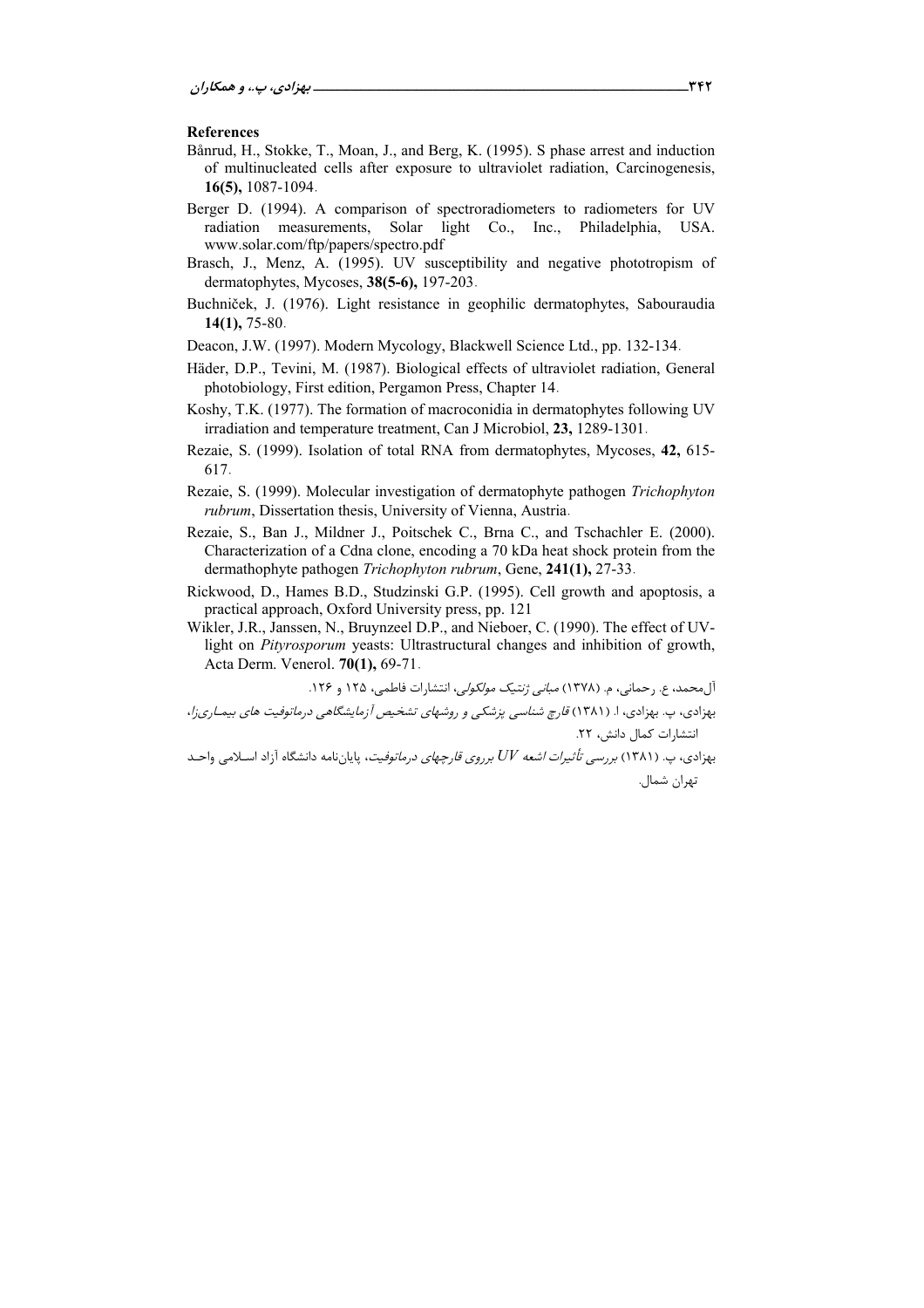**References**

Bånrud, H., Stokke, T., Moan, J., and Berg, K. (1995). S phase arrest and induction of multinucleated cells after exposure to ultraviolet radiation, Carcinogenesis, **16(5),** 1087-1094.

Berger D. (1994). A comparison of spectroradiometers to radiometers for UV radiation measurements, Solar light Co., Inc., Philadelphia, USA. www.solar.com/ftp/papers/spectro.pdf

Brasch, J., Menz, A. (1995). UV susceptibility and negative phototropism of dermatophytes, Mycoses, **38(5-6),** 197-203.

Buchniček, J. (1976). Light resistance in geophilic dermatophytes, Sabouraudia **14(1),** 75-80.

Deacon, J.W. (1997). Modern Mycology, Blackwell Science Ltd., pp. 132-134.

Häder, D.P., Tevini, M. (1987). Biological effects of ultraviolet radiation, General photobiology, First edition, Pergamon Press, Chapter 14.

Koshy, T.K. (1977). The formation of macroconidia in dermatophytes following UV irradiation and temperature treatment, Can J Microbiol, **23,** 1289-1301.

Rezaie, S. (1999). Isolation of total RNA from dermatophytes, Mycoses, **42,** 615-617.

Rezaie, S. (1999). Molecular investigation of dermatophyte pathogen *Trichophyton rubrum*, Dissertation thesis, University of Vienna, Austria.

Rezaie, S., Ban J., Mildner J., Poitschek C., Brna C., and Tschachler E. (2000). Characterization of a Cdna clone, encoding a 70 kDa heat shock protein from the dermathophyte pathogen *Trichophyton rubrum*, Gene, **241(1),** 27-33.

Rickwood, D., Hames B.D., Studzinski G.P. (1995). Cell growth and apoptosis, a practical approach, Oxford University press, pp. 121

Wikler, J.R., Janssen, N., Bruynzeel D.P., and Nieboer, C. (1990). The effect of UV-light on *Pityrosporum* yeasts: Ultrastructural changes and inhibition of growth, Acta Derm. Venerol. **70(1),** 69-71.

آل‌محمد، ع. رحمانی، م. (۱۳۷۸) *مبانی ژنتیک مولکولی*، انتشارات فاطمی، ۱۲۵ و ۱۲۶.

بهزادی، پ. بهزادی، ا. (۱۳۸۱) *قارچ شناسی پزشکی و روشهای تشخیص آزمایشگاهی درماتوفیت های بیماری‌زا*، انتشارات کمال دانش، ۲۲.

بهزادی، پ. (۱۳۸۱) *بررسی تأثیرات اشعه UV برروی قارچهای درماتوفیت*، پایان‌نامه دانشگاه آزاد اسلامی واحد تهران شمال.